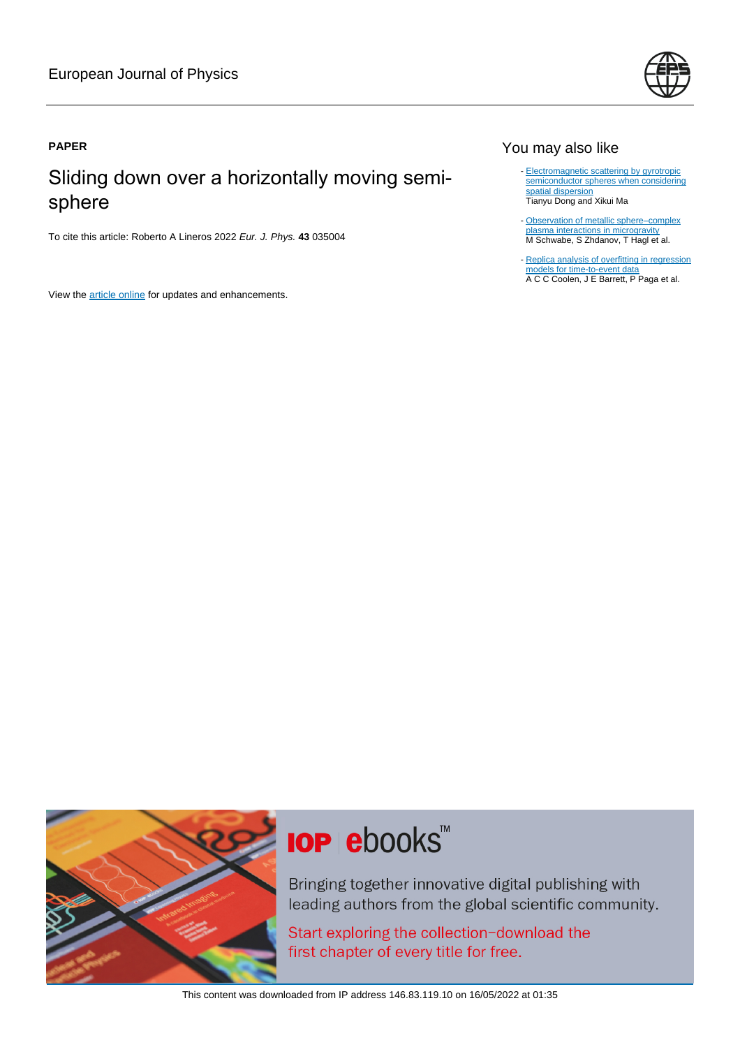European Journal of Physics

**PAPER**

# Sliding down over a horizontally moving semi-sphere

To cite this article: Roberto A Lineros 2022 *Eur. J. Phys.* **43** 035004

View the article online for updates and enhancements.

## You may also like

- Electromagnetic scattering by gyrotropic semiconductor spheres when considering spatial dispersion
  Tianyu Dong and Xikui Ma
- Observation of metallic sphere–complex plasma interactions in microgravity
  M Schwabe, S Zhdanov, T Hagl et al.
- Replica analysis of overfitting in regression models for time-to-event data
  A C C Coolen, J E Barrett, P Paga et al.

IOP ebooks™

Bringing together innovative digital publishing with leading authors from the global scientific community.

Start exploring the collection–download the first chapter of every title for free.

This content was downloaded from IP address 146.83.119.10 on 16/05/2022 at 01:35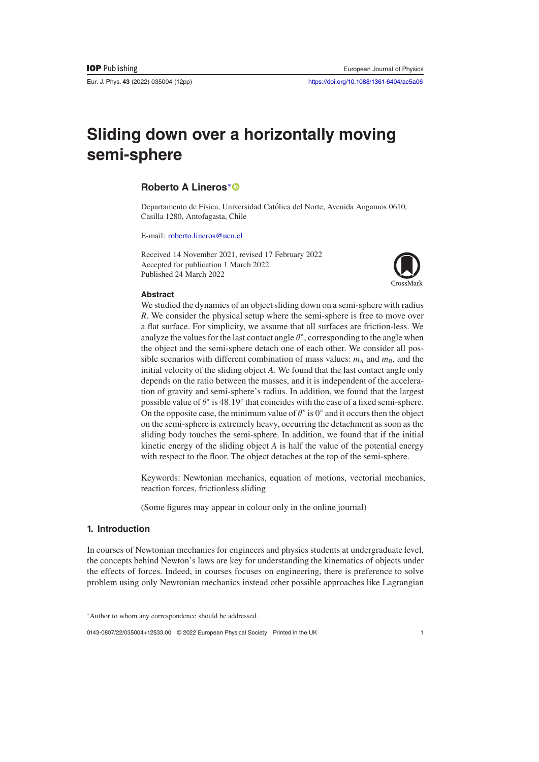# Sliding down over a horizontally moving semi-sphere

**Roberto A Lineros**[*]

Departamento de Física, Universidad Católica del Norte, Avenida Angamos 0610, Casilla 1280, Antofagasta, Chile

E-mail: roberto.lineros@ucn.cl

Received 14 November 2021, revised 17 February 2022
Accepted for publication 1 March 2022
Published 24 March 2022

### Abstract

We studied the dynamics of an object sliding down on a semi-sphere with radius $R$. We consider the physical setup where the semi-sphere is free to move over a flat surface. For simplicity, we assume that all surfaces are friction-less. We analyze the values for the last contact angle $\theta^{\star}$, corresponding to the angle when the object and the semi-sphere detach one of each other. We consider all possible scenarios with different combination of mass values: $m_A$ and $m_B$, and the initial velocity of the sliding object $A$. We found that the last contact angle only depends on the ratio between the masses, and it is independent of the acceleration of gravity and semi-sphere's radius. In addition, we found that the largest possible value of $\theta^{\star}$ is $48.19^{\circ}$ that coincides with the case of a fixed semi-sphere. On the opposite case, the minimum value of $\theta^{\star}$ is $0^{\circ}$ and it occurs then the object on the semi-sphere is extremely heavy, occurring the detachment as soon as the sliding body touches the semi-sphere. In addition, we found that if the initial kinetic energy of the sliding object $A$ is half the value of the potential energy with respect to the floor. The object detaches at the top of the semi-sphere.

Keywords: Newtonian mechanics, equation of motions, vectorial mechanics, reaction forces, frictionless sliding

(Some figures may appear in colour only in the online journal)

## 1. Introduction

In courses of Newtonian mechanics for engineers and physics students at undergraduate level, the concepts behind Newton's laws are key for understanding the kinematics of objects under the effects of forces. Indeed, in courses focuses on engineering, there is preference to solve problem using only Newtonian mechanics instead other possible approaches like Lagrangian

[*] Author to whom any correspondence should be addressed.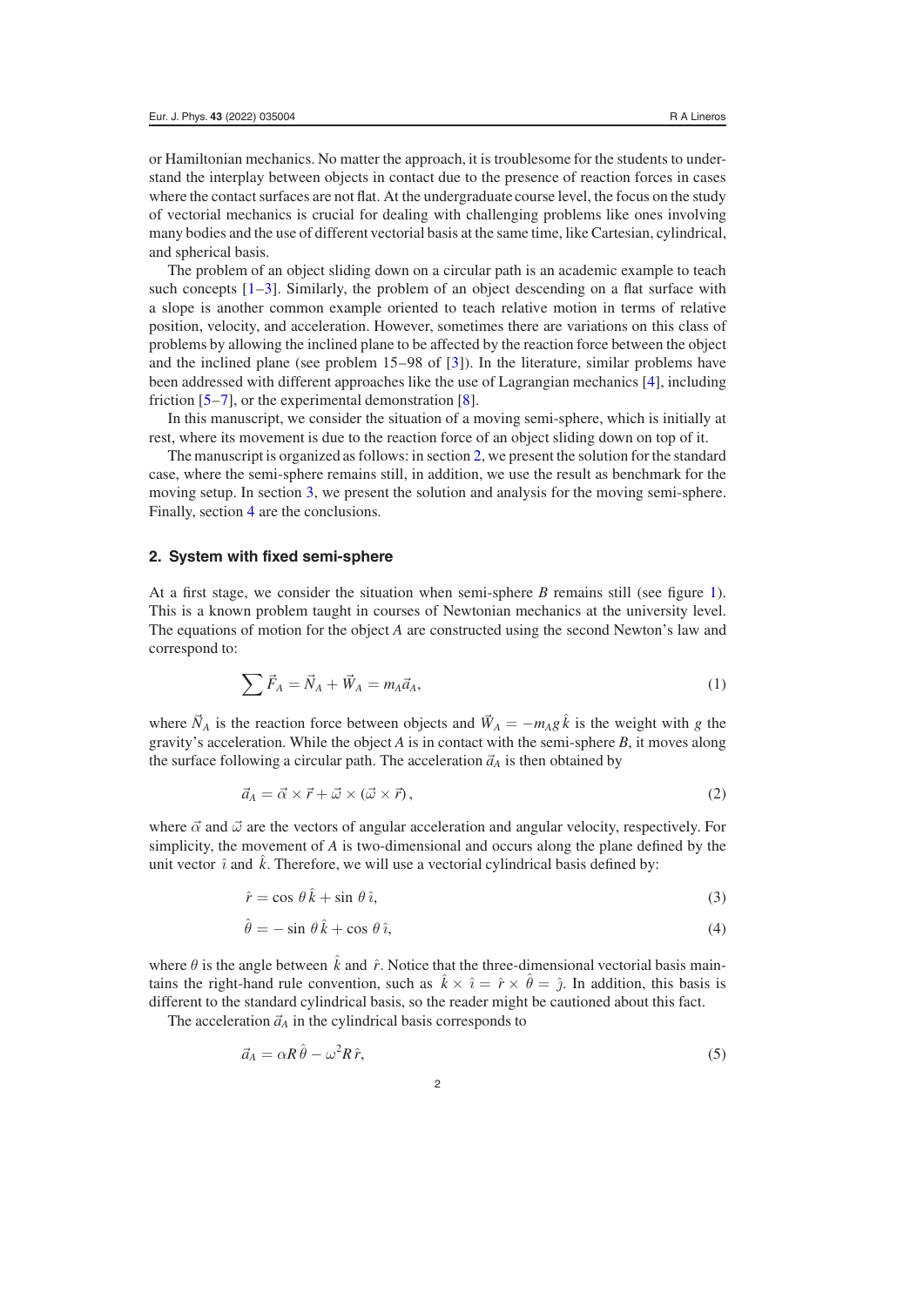or Hamiltonian mechanics. No matter the approach, it is troublesome for the students to understand the interplay between objects in contact due to the presence of reaction forces in cases where the contact surfaces are not flat. At the undergraduate course level, the focus on the study of vectorial mechanics is crucial for dealing with challenging problems like ones involving many bodies and the use of different vectorial basis at the same time, like Cartesian, cylindrical, and spherical basis.

The problem of an object sliding down on a circular path is an academic example to teach such concepts [1–3]. Similarly, the problem of an object descending on a flat surface with a slope is another common example oriented to teach relative motion in terms of relative position, velocity, and acceleration. However, sometimes there are variations on this class of problems by allowing the inclined plane to be affected by the reaction force between the object and the inclined plane (see problem 15–98 of [3]). In the literature, similar problems have been addressed with different approaches like the use of Lagrangian mechanics [4], including friction [5–7], or the experimental demonstration [8].

In this manuscript, we consider the situation of a moving semi-sphere, which is initially at rest, where its movement is due to the reaction force of an object sliding down on top of it.

The manuscript is organized as follows: in section 2, we present the solution for the standard case, where the semi-sphere remains still, in addition, we use the result as benchmark for the moving setup. In section 3, we present the solution and analysis for the moving semi-sphere. Finally, section 4 are the conclusions.

## 2. System with fixed semi-sphere

At a first stage, we consider the situation when semi-sphere *B* remains still (see figure 1). This is a known problem taught in courses of Newtonian mechanics at the university level. The equations of motion for the object *A* are constructed using the second Newton's law and correspond to:

$$\sum \vec{F}_A = \vec{N}_A + \vec{W}_A = m_A \vec{a}_A, \tag{1}$$

where $\vec{N}_A$ is the reaction force between objects and $\vec{W}_A = -m_A g \hat{k}$ is the weight with $g$ the gravity's acceleration. While the object *A* is in contact with the semi-sphere *B*, it moves along the surface following a circular path. The acceleration $\vec{a}_A$ is then obtained by

$$\vec{a}_A = \vec{\alpha} \times \vec{r} + \vec{\omega} \times (\vec{\omega} \times \vec{r}), \tag{2}$$

where $\vec{\alpha}$ and $\vec{\omega}$ are the vectors of angular acceleration and angular velocity, respectively. For simplicity, the movement of *A* is two-dimensional and occurs along the plane defined by the unit vector $\hat{\imath}$ and $\hat{k}$. Therefore, we will use a vectorial cylindrical basis defined by:

$$\hat{r} = \cos\theta \, \hat{k} + \sin\theta \, \hat{\imath}, \tag{3}$$

$$\hat{\theta} = -\sin\theta \, \hat{k} + \cos\theta \, \hat{\imath}, \tag{4}$$

where $\theta$ is the angle between $\hat{k}$ and $\hat{r}$. Notice that the three-dimensional vectorial basis maintains the right-hand rule convention, such as $\hat{k} \times \hat{\imath} = \hat{r} \times \hat{\theta} = \hat{\jmath}$. In addition, this basis is different to the standard cylindrical basis, so the reader might be cautioned about this fact.

The acceleration $\vec{a}_A$ in the cylindrical basis corresponds to

$$\vec{a}_A = \alpha R \, \hat{\theta} - \omega^2 R \, \hat{r}, \tag{5}$$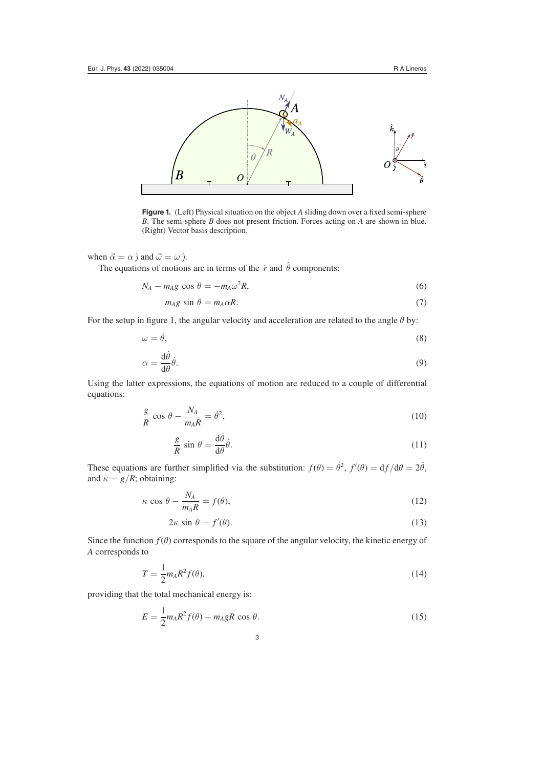Figure 1. (Left) Physical situation on the object $A$ sliding down over a fixed semi-sphere $B$. The semi-sphere $B$ does not present friction. Forces acting on $A$ are shown in blue. (Right) Vector basis description.

when $\vec{\alpha} = \alpha\,\hat{\jmath}$ and $\vec{\omega} = \omega\,\hat{\jmath}$.

The equations of motions are in terms of the $\hat{r}$ and $\hat{\theta}$ components:

$$N_A - m_A g\,\cos\,\theta = -m_A \omega^2 R, \tag{6}$$

$$m_A g\,\sin\,\theta = m_A \alpha R. \tag{7}$$

For the setup in figure 1, the angular velocity and acceleration are related to the angle $\theta$ by:

$$\omega = \dot{\theta}, \tag{8}$$

$$\alpha = \frac{\mathrm{d}\dot{\theta}}{\mathrm{d}\theta}\dot{\theta}. \tag{9}$$

Using the latter expressions, the equations of motion are reduced to a couple of differential equations:

$$\frac{g}{R}\,\cos\,\theta - \frac{N_A}{m_A R} = \dot{\theta}^2, \tag{10}$$

$$\frac{g}{R}\,\sin\,\theta = \frac{\mathrm{d}\dot{\theta}}{\mathrm{d}\theta}\dot{\theta}. \tag{11}$$

These equations are further simplified via the substitution: $f(\theta) = \dot{\theta}^2$, $f'(\theta) = \mathrm{d}f/\mathrm{d}\theta = 2\ddot{\theta}$, and $\kappa = g/R$; obtaining:

$$\kappa\,\cos\,\theta - \frac{N_A}{m_A R} = f(\theta), \tag{12}$$

$$2\kappa\,\sin\,\theta = f'(\theta). \tag{13}$$

Since the function $f(\theta)$ corresponds to the square of the angular velocity, the kinetic energy of $A$ corresponds to

$$T = \frac{1}{2} m_A R^2 f(\theta), \tag{14}$$

providing that the total mechanical energy is:

$$E = \frac{1}{2} m_A R^2 f(\theta) + m_A g R\,\cos\,\theta. \tag{15}$$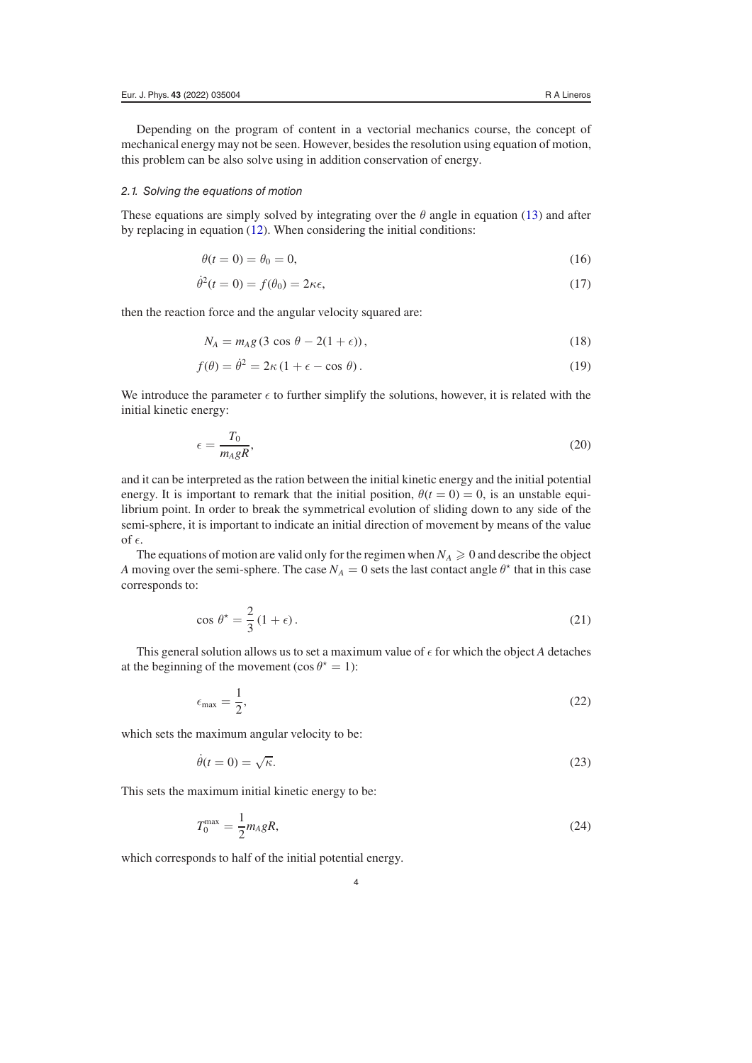Depending on the program of content in a vectorial mechanics course, the concept of mechanical energy may not be seen. However, besides the resolution using equation of motion, this problem can be also solve using in addition conservation of energy.

### 2.1. Solving the equations of motion

These equations are simply solved by integrating over the $\theta$ angle in equation (13) and after by replacing in equation (12). When considering the initial conditions:

$$\theta(t=0) = \theta_0 = 0, \tag{16}$$

$$\dot{\theta}^2(t=0) = f(\theta_0) = 2\kappa\epsilon, \tag{17}$$

then the reaction force and the angular velocity squared are:

$$N_A = m_A g\,(3\,\cos\,\theta - 2(1+\epsilon)), \tag{18}$$

$$f(\theta) = \dot{\theta}^2 = 2\kappa\,(1+\epsilon-\cos\,\theta)\,. \tag{19}$$

We introduce the parameter $\epsilon$ to further simplify the solutions, however, it is related with the initial kinetic energy:

$$\epsilon = \frac{T_0}{m_A g R}, \tag{20}$$

and it can be interpreted as the ration between the initial kinetic energy and the initial potential energy. It is important to remark that the initial position, $\theta(t=0)=0$, is an unstable equilibrium point. In order to break the symmetrical evolution of sliding down to any side of the semi-sphere, it is important to indicate an initial direction of movement by means of the value of $\epsilon$.

The equations of motion are valid only for the regimen when $N_A \geqslant 0$ and describe the object $A$ moving over the semi-sphere. The case $N_A = 0$ sets the last contact angle $\theta^\star$ that in this case corresponds to:

$$\cos\,\theta^\star = \frac{2}{3}\,(1+\epsilon)\,. \tag{21}$$

This general solution allows us to set a maximum value of $\epsilon$ for which the object $A$ detaches at the beginning of the movement ($\cos\theta^\star = 1$):

$$\epsilon_{\max} = \frac{1}{2}, \tag{22}$$

which sets the maximum angular velocity to be:

$$\dot{\theta}(t=0) = \sqrt{\kappa}. \tag{23}$$

This sets the maximum initial kinetic energy to be:

$$T_0^{\max} = \frac{1}{2} m_A g R, \tag{24}$$

which corresponds to half of the initial potential energy.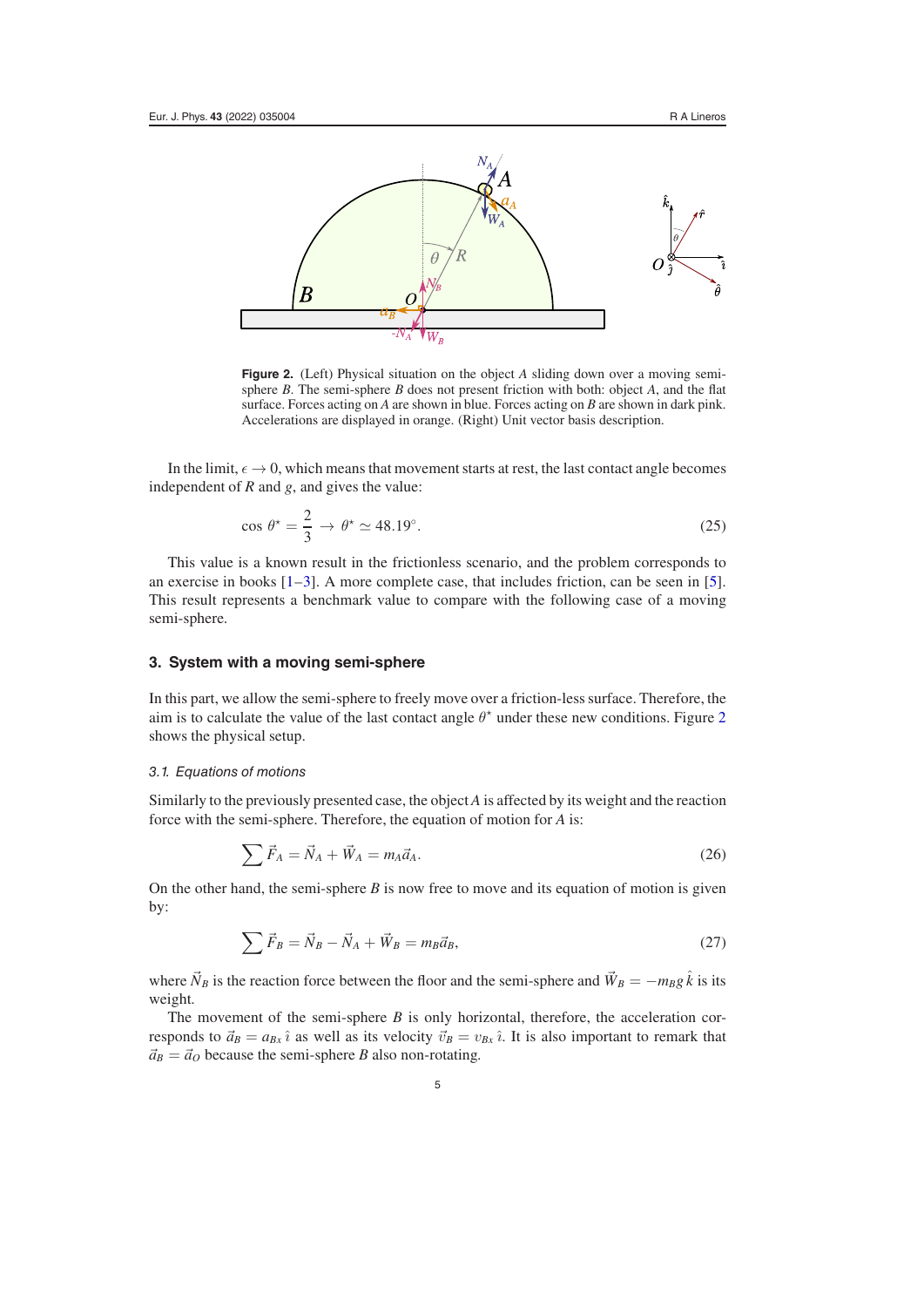**Figure 2.** (Left) Physical situation on the object $A$ sliding down over a moving semi-sphere $B$. The semi-sphere $B$ does not present friction with both: object $A$, and the flat surface. Forces acting on $A$ are shown in blue. Forces acting on $B$ are shown in dark pink. Accelerations are displayed in orange. (Right) Unit vector basis description.

In the limit, $\epsilon \to 0$, which means that movement starts at rest, the last contact angle becomes independent of $R$ and $g$, and gives the value:

$$\cos\,\theta^{\star} = \frac{2}{3} \;\to\; \theta^{\star} \simeq 48.19^{\circ}. \tag{25}$$

This value is a known result in the frictionless scenario, and the problem corresponds to an exercise in books [1–3]. A more complete case, that includes friction, can be seen in [5]. This result represents a benchmark value to compare with the following case of a moving semi-sphere.

## 3. System with a moving semi-sphere

In this part, we allow the semi-sphere to freely move over a friction-less surface. Therefore, the aim is to calculate the value of the last contact angle $\theta^{\star}$ under these new conditions. Figure 2 shows the physical setup.

### 3.1. Equations of motions

Similarly to the previously presented case, the object $A$ is affected by its weight and the reaction force with the semi-sphere. Therefore, the equation of motion for $A$ is:

$$\sum \vec{F}_A = \vec{N}_A + \vec{W}_A = m_A \vec{a}_A. \tag{26}$$

On the other hand, the semi-sphere $B$ is now free to move and its equation of motion is given by:

$$\sum \vec{F}_B = \vec{N}_B - \vec{N}_A + \vec{W}_B = m_B \vec{a}_B, \tag{27}$$

where $\vec{N}_B$ is the reaction force between the floor and the semi-sphere and $\vec{W}_B = -m_B g\,\hat{k}$ is its weight.

The movement of the semi-sphere $B$ is only horizontal, therefore, the acceleration corresponds to $\vec{a}_B = a_{Bx}\,\hat{\imath}$ as well as its velocity $\vec{v}_B = v_{Bx}\,\hat{\imath}$. It is also important to remark that $\vec{a}_B = \vec{a}_O$ because the semi-sphere $B$ also non-rotating.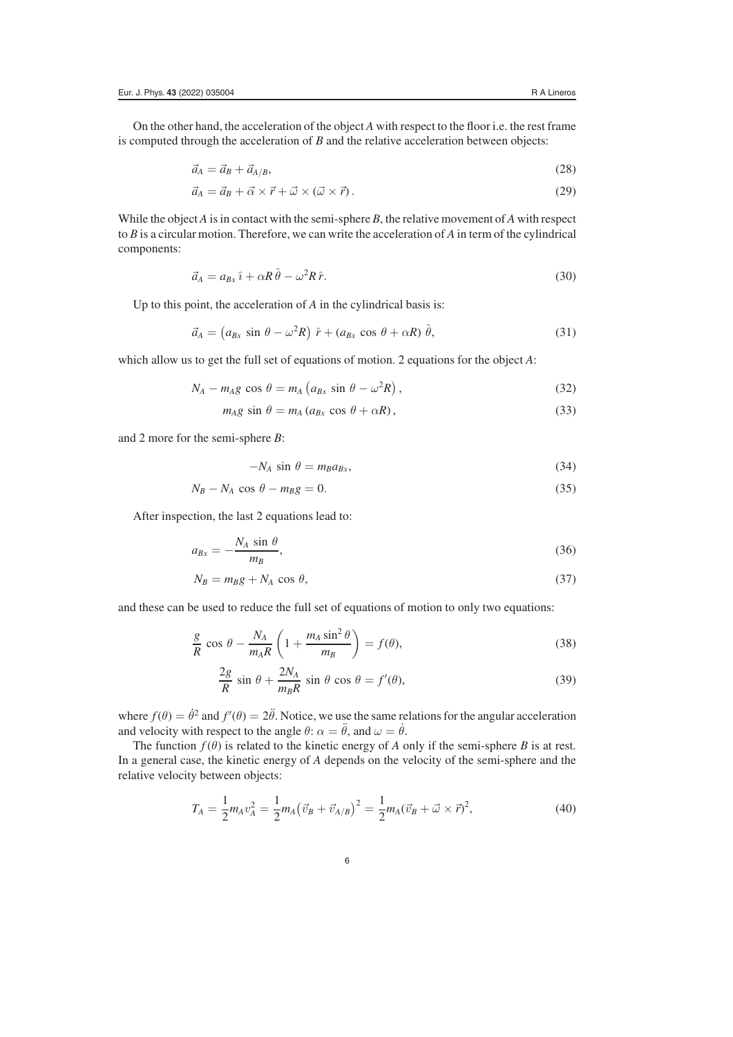On the other hand, the acceleration of the object $A$ with respect to the floor i.e. the rest frame is computed through the acceleration of $B$ and the relative acceleration between objects:

$$\vec{a}_A = \vec{a}_B + \vec{a}_{A/B}, \tag{28}$$

$$\vec{a}_A = \vec{a}_B + \vec{\alpha} \times \vec{r} + \vec{\omega} \times (\vec{\omega} \times \vec{r}). \tag{29}$$

While the object $A$ is in contact with the semi-sphere $B$, the relative movement of $A$ with respect to $B$ is a circular motion. Therefore, we can write the acceleration of $A$ in term of the cylindrical components:

$$\vec{a}_A = a_{Bx}\,\hat{\imath} + \alpha R\,\hat{\theta} - \omega^2 R\,\hat{r}. \tag{30}$$

Up to this point, the acceleration of $A$ in the cylindrical basis is:

$$\vec{a}_A = \left(a_{Bx}\,\sin\,\theta - \omega^2 R\right)\,\hat{r} + \left(a_{Bx}\,\cos\,\theta + \alpha R\right)\,\hat{\theta}, \tag{31}$$

which allow us to get the full set of equations of motion. 2 equations for the object $A$:

$$N_A - m_A g\,\cos\,\theta = m_A\left(a_{Bx}\,\sin\,\theta - \omega^2 R\right), \tag{32}$$

$$m_A g\,\sin\,\theta = m_A\left(a_{Bx}\,\cos\,\theta + \alpha R\right), \tag{33}$$

and 2 more for the semi-sphere $B$:

$$-N_A\,\sin\,\theta = m_B a_{Bx}, \tag{34}$$

$$N_B - N_A\,\cos\,\theta - m_B g = 0. \tag{35}$$

After inspection, the last 2 equations lead to:

$$a_{Bx} = -\frac{N_A\,\sin\,\theta}{m_B}, \tag{36}$$

$$N_B = m_B g + N_A\,\cos\,\theta, \tag{37}$$

and these can be used to reduce the full set of equations of motion to only two equations:

$$\frac{g}{R}\,\cos\,\theta - \frac{N_A}{m_A R}\left(1 + \frac{m_A \sin^2\theta}{m_B}\right) = f(\theta), \tag{38}$$

$$\frac{2g}{R}\,\sin\,\theta + \frac{2N_A}{m_B R}\,\sin\,\theta\,\cos\,\theta = f'(\theta), \tag{39}$$

where $f(\theta) = \dot{\theta}^2$ and $f'(\theta) = 2\ddot{\theta}$. Notice, we use the same relations for the angular acceleration and velocity with respect to the angle $\theta$: $\alpha = \ddot{\theta}$, and $\omega = \dot{\theta}$.

The function $f(\theta)$ is related to the kinetic energy of $A$ only if the semi-sphere $B$ is at rest. In a general case, the kinetic energy of $A$ depends on the velocity of the semi-sphere and the relative velocity between objects:

$$T_A = \frac{1}{2}m_A v_A^2 = \frac{1}{2}m_A\left(\vec{v}_B + \vec{v}_{A/B}\right)^2 = \frac{1}{2}m_A(\vec{v}_B + \vec{\omega} \times \vec{r})^2, \tag{40}$$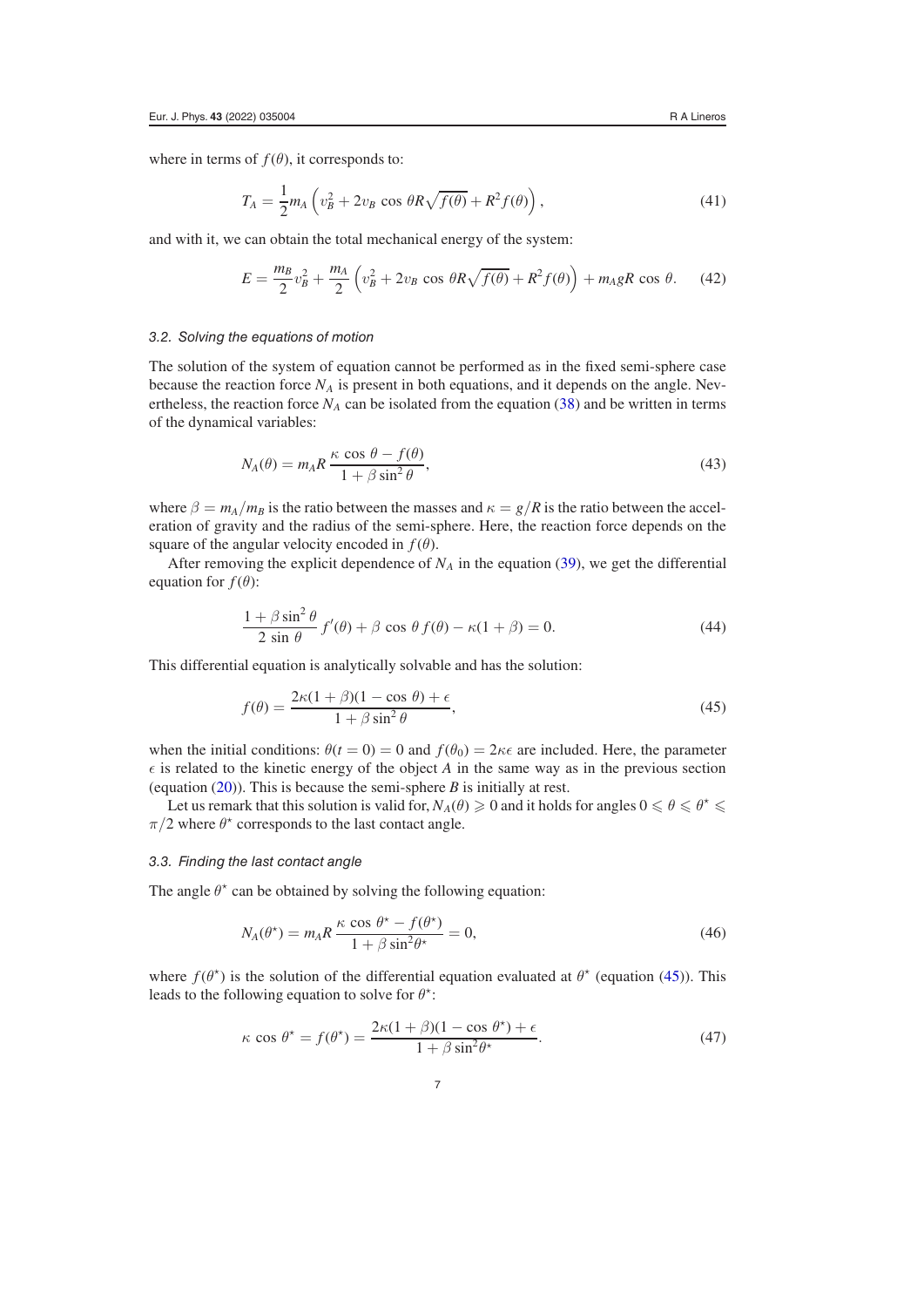where in terms of $f(\theta)$, it corresponds to:

$$T_A = \frac{1}{2} m_A \left( v_B^2 + 2 v_B \cos\theta R \sqrt{f(\theta)} + R^2 f(\theta) \right), \tag{41}$$

and with it, we can obtain the total mechanical energy of the system:

$$E = \frac{m_B}{2} v_B^2 + \frac{m_A}{2} \left( v_B^2 + 2 v_B \cos\theta R \sqrt{f(\theta)} + R^2 f(\theta) \right) + m_A g R \cos\theta. \tag{42}$$

### 3.2. Solving the equations of motion

The solution of the system of equation cannot be performed as in the fixed semi-sphere case because the reaction force $N_A$ is present in both equations, and it depends on the angle. Nevertheless, the reaction force $N_A$ can be isolated from the equation (38) and be written in terms of the dynamical variables:

$$N_A(\theta) = m_A R \frac{\kappa \cos\theta - f(\theta)}{1 + \beta \sin^2\theta}, \tag{43}$$

where $\beta = m_A / m_B$ is the ratio between the masses and $\kappa = g/R$ is the ratio between the acceleration of gravity and the radius of the semi-sphere. Here, the reaction force depends on the square of the angular velocity encoded in $f(\theta)$.

After removing the explicit dependence of $N_A$ in the equation (39), we get the differential equation for $f(\theta)$:

$$\frac{1 + \beta \sin^2\theta}{2 \sin\theta} f'(\theta) + \beta \cos\theta\, f(\theta) - \kappa(1 + \beta) = 0. \tag{44}$$

This differential equation is analytically solvable and has the solution:

$$f(\theta) = \frac{2\kappa(1 + \beta)(1 - \cos\theta) + \epsilon}{1 + \beta \sin^2\theta}, \tag{45}$$

when the initial conditions: $\theta(t = 0) = 0$ and $f(\theta_0) = 2\kappa\epsilon$ are included. Here, the parameter $\epsilon$ is related to the kinetic energy of the object $A$ in the same way as in the previous section (equation (20)). This is because the semi-sphere $B$ is initially at rest.

Let us remark that this solution is valid for, $N_A(\theta) \geqslant 0$ and it holds for angles $0 \leqslant \theta \leqslant \theta^\star \leqslant \pi/2$ where $\theta^\star$ corresponds to the last contact angle.

### 3.3. Finding the last contact angle

The angle $\theta^\star$ can be obtained by solving the following equation:

$$N_A(\theta^\star) = m_A R \frac{\kappa \cos\theta^\star - f(\theta^\star)}{1 + \beta \sin^2\theta^\star} = 0, \tag{46}$$

where $f(\theta^\star)$ is the solution of the differential equation evaluated at $\theta^\star$ (equation (45)). This leads to the following equation to solve for $\theta^\star$:

$$\kappa \cos\theta^\star = f(\theta^\star) = \frac{2\kappa(1 + \beta)(1 - \cos\theta^\star) + \epsilon}{1 + \beta \sin^2\theta^\star}. \tag{47}$$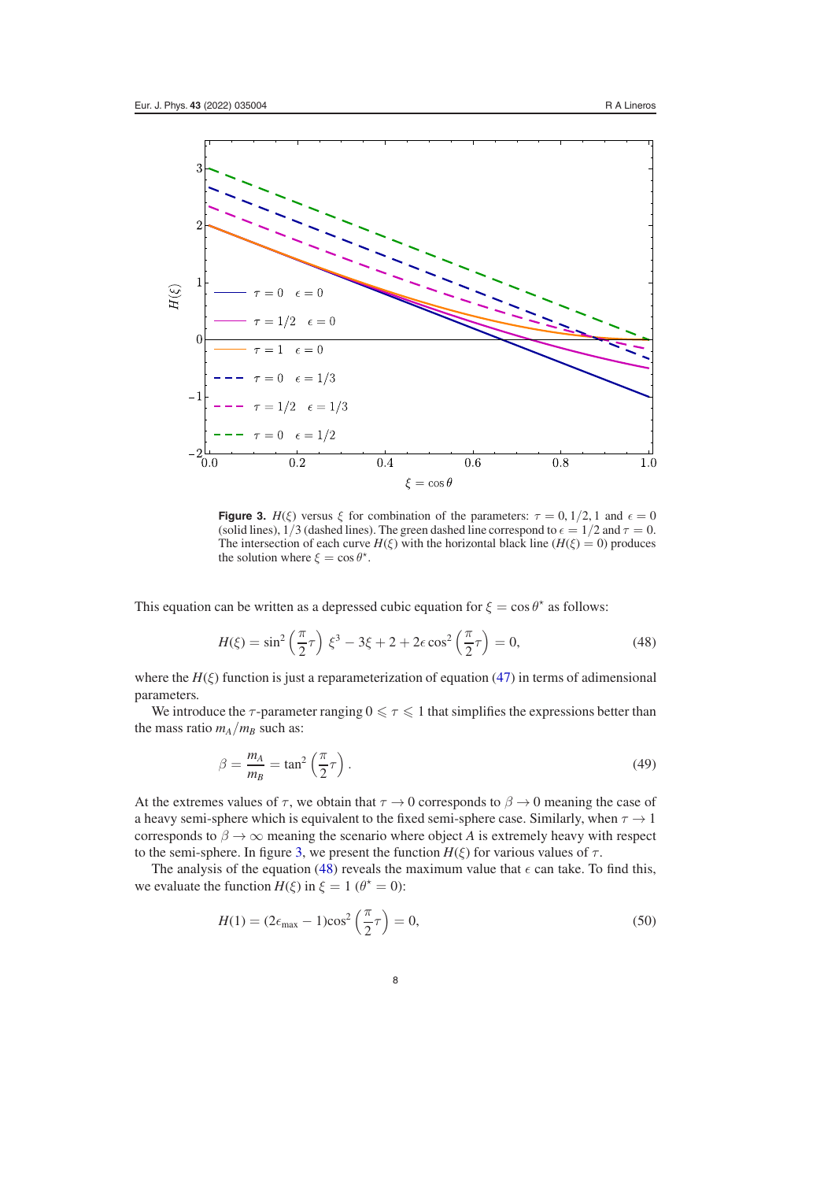3

2

1

0

−1

−2

$H(\xi)$

0.0 0.2 0.4 0.6 0.8 1.0

$\xi = \cos\theta$

$\tau = 0 \quad \epsilon = 0$

$\tau = 1/2 \quad \epsilon = 0$

$\tau = 1 \quad \epsilon = 0$

$\tau = 0 \quad \epsilon = 1/3$

$\tau = 1/2 \quad \epsilon = 1/3$

$\tau = 0 \quad \epsilon = 1/2$

**Figure 3.** $H(\xi)$ versus $\xi$ for combination of the parameters: $\tau = 0, 1/2, 1$ and $\epsilon = 0$ (solid lines), $1/3$ (dashed lines). The green dashed line correspond to $\epsilon = 1/2$ and $\tau = 0$. The intersection of each curve $H(\xi)$ with the horizontal black line ($H(\xi) = 0$) produces the solution where $\xi = \cos\theta^{\star}$.

This equation can be written as a depressed cubic equation for $\xi = \cos\theta^{\star}$ as follows:

$$H(\xi) = \sin^2\left(\frac{\pi}{2}\tau\right)\,\xi^3 - 3\xi + 2 + 2\epsilon\cos^2\left(\frac{\pi}{2}\tau\right) = 0, \tag{48}$$

where the $H(\xi)$ function is just a reparameterization of equation (47) in terms of adimensional parameters.

We introduce the $\tau$-parameter ranging $0 \leqslant \tau \leqslant 1$ that simplifies the expressions better than the mass ratio $m_A/m_B$ such as:

$$\beta = \frac{m_A}{m_B} = \tan^2\left(\frac{\pi}{2}\tau\right). \tag{49}$$

At the extremes values of $\tau$, we obtain that $\tau \to 0$ corresponds to $\beta \to 0$ meaning the case of a heavy semi-sphere which is equivalent to the fixed semi-sphere case. Similarly, when $\tau \to 1$ corresponds to $\beta \to \infty$ meaning the scenario where object $A$ is extremely heavy with respect to the semi-sphere. In figure 3, we present the function $H(\xi)$ for various values of $\tau$.

The analysis of the equation (48) reveals the maximum value that $\epsilon$ can take. To find this, we evaluate the function $H(\xi)$ in $\xi = 1$ ($\theta^{\star} = 0$):

$$H(1) = (2\epsilon_{\max} - 1)\cos^2\left(\frac{\pi}{2}\tau\right) = 0, \tag{50}$$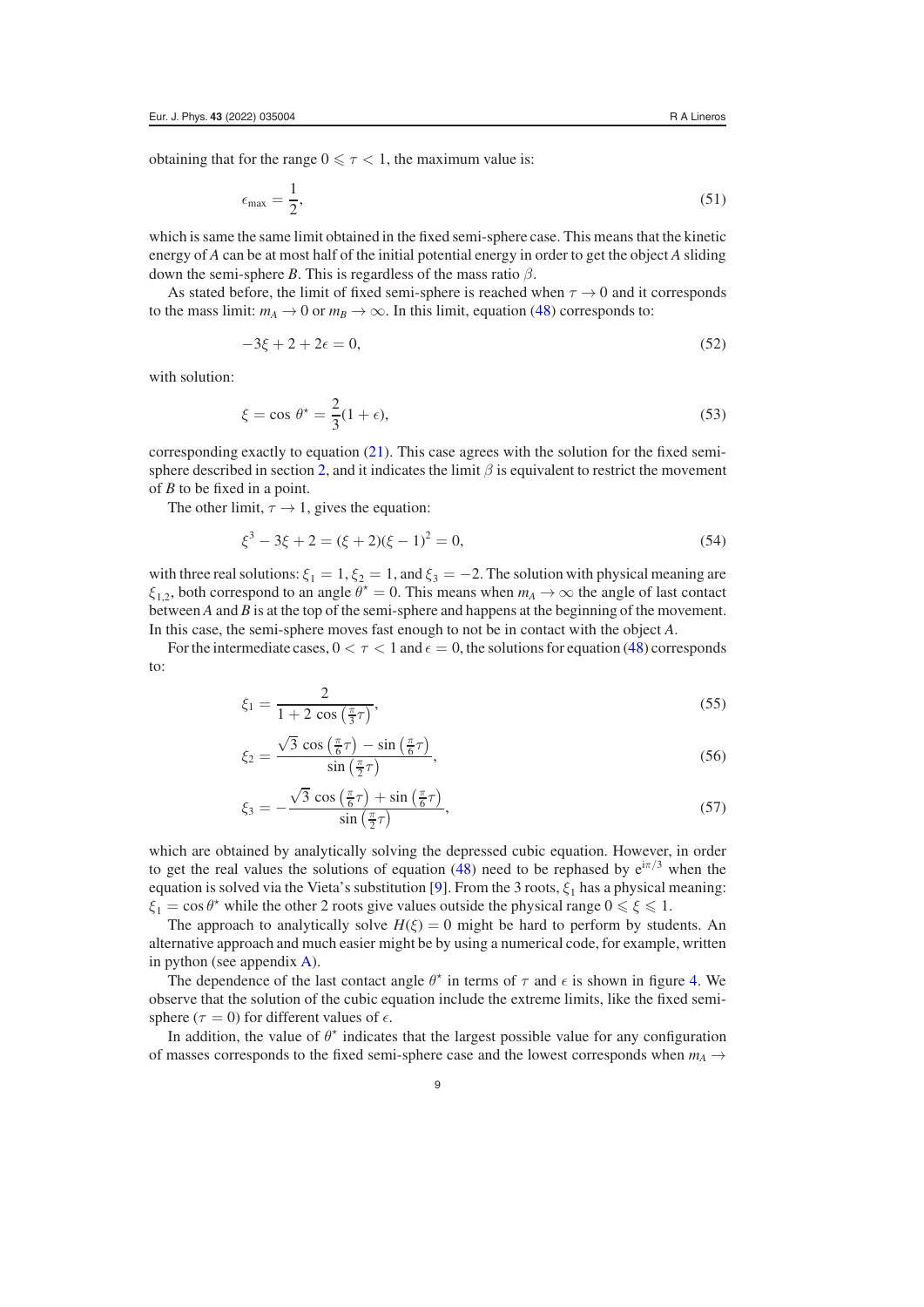obtaining that for the range $0 \leqslant \tau < 1$, the maximum value is:

$$\epsilon_{\max} = \frac{1}{2}, \tag{51}$$

which is same the same limit obtained in the fixed semi-sphere case. This means that the kinetic energy of $A$ can be at most half of the initial potential energy in order to get the object $A$ sliding down the semi-sphere $B$. This is regardless of the mass ratio $\beta$.

As stated before, the limit of fixed semi-sphere is reached when $\tau \to 0$ and it corresponds to the mass limit: $m_A \to 0$ or $m_B \to \infty$. In this limit, equation (48) corresponds to:

$$-3\xi + 2 + 2\epsilon = 0, \tag{52}$$

with solution:

$$\xi = \cos\,\theta^{\star} = \frac{2}{3}(1+\epsilon), \tag{53}$$

corresponding exactly to equation (21). This case agrees with the solution for the fixed semi-sphere described in section 2, and it indicates the limit $\beta$ is equivalent to restrict the movement of $B$ to be fixed in a point.

The other limit, $\tau \to 1$, gives the equation:

$$\xi^3 - 3\xi + 2 = (\xi + 2)(\xi - 1)^2 = 0, \tag{54}$$

with three real solutions: $\xi_1 = 1$, $\xi_2 = 1$, and $\xi_3 = -2$. The solution with physical meaning are $\xi_{1,2}$, both correspond to an angle $\theta^{\star} = 0$. This means when $m_A \to \infty$ the angle of last contact between $A$ and $B$ is at the top of the semi-sphere and happens at the beginning of the movement. In this case, the semi-sphere moves fast enough to not be in contact with the object $A$.

For the intermediate cases, $0 < \tau < 1$ and $\epsilon = 0$, the solutions for equation (48) corresponds to:

$$\xi_1 = \frac{2}{1 + 2\,\cos\left(\frac{\pi}{3}\tau\right)}, \tag{55}$$

$$\xi_2 = \frac{\sqrt{3}\,\cos\left(\frac{\pi}{6}\tau\right) - \sin\left(\frac{\pi}{6}\tau\right)}{\sin\left(\frac{\pi}{2}\tau\right)}, \tag{56}$$

$$\xi_3 = -\frac{\sqrt{3}\,\cos\left(\frac{\pi}{6}\tau\right) + \sin\left(\frac{\pi}{6}\tau\right)}{\sin\left(\frac{\pi}{2}\tau\right)}, \tag{57}$$

which are obtained by analytically solving the depressed cubic equation. However, in order to get the real values the solutions of equation (48) need to be rephased by $e^{i\pi/3}$ when the equation is solved via the Vieta's substitution [9]. From the 3 roots, $\xi_1$ has a physical meaning: $\xi_1 = \cos\theta^{\star}$ while the other 2 roots give values outside the physical range $0 \leqslant \xi \leqslant 1$.

The approach to analytically solve $H(\xi) = 0$ might be hard to perform by students. An alternative approach and much easier might be by using a numerical code, for example, written in python (see appendix A).

The dependence of the last contact angle $\theta^{\star}$ in terms of $\tau$ and $\epsilon$ is shown in figure 4. We observe that the solution of the cubic equation include the extreme limits, like the fixed semi-sphere ($\tau = 0$) for different values of $\epsilon$.

In addition, the value of $\theta^{\star}$ indicates that the largest possible value for any configuration of masses corresponds to the fixed semi-sphere case and the lowest corresponds when $m_A \to$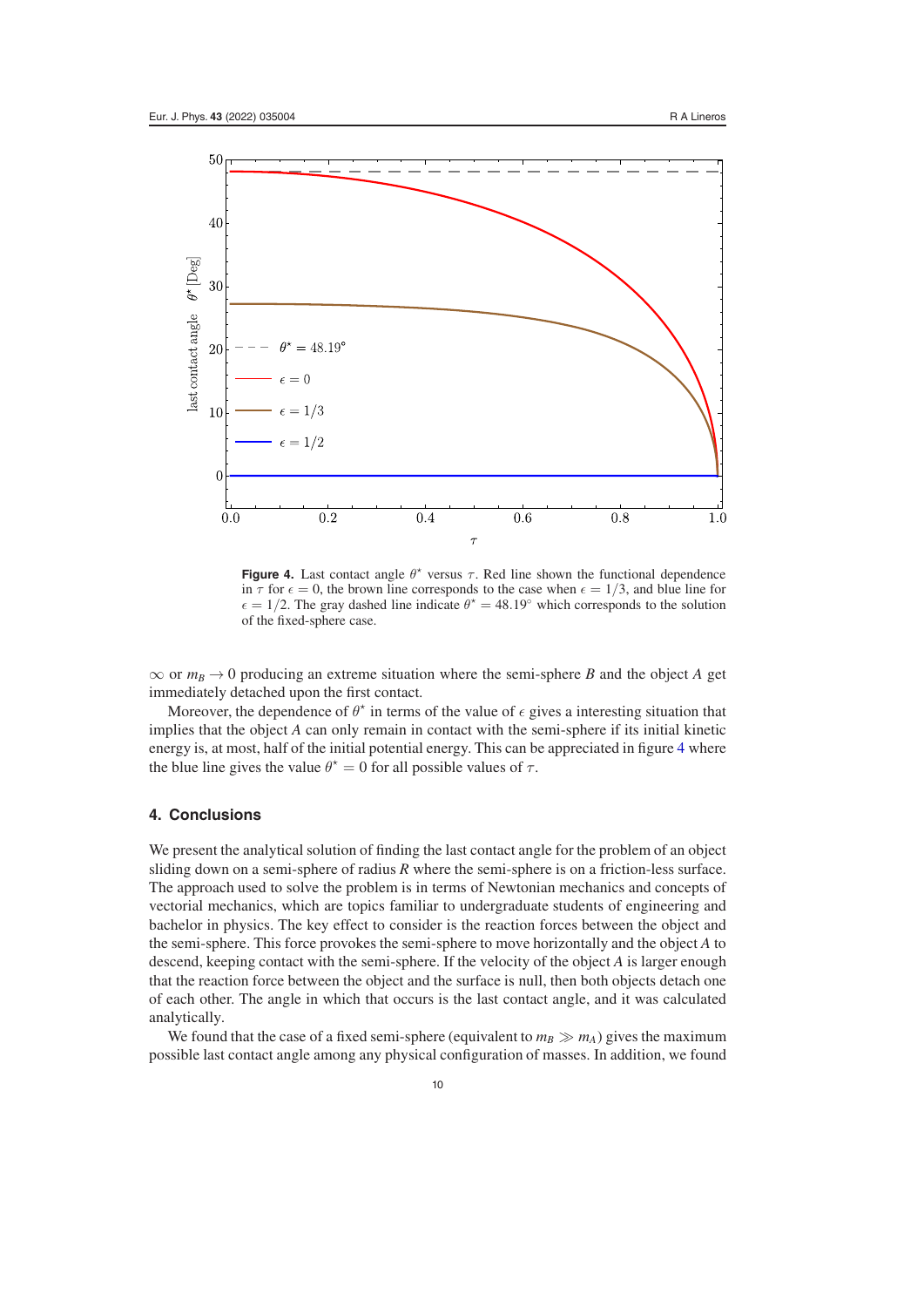50

40

30

20

10

0

last contact angle $\theta^\star$ [Deg]

0.0 0.2 0.4 0.6 0.8 1.0

$\tau$

$\theta^\star = 48.19°$

$\epsilon = 0$

$\epsilon = 1/3$

$\epsilon = 1/2$

**Figure 4.** Last contact angle $\theta^\star$ versus $\tau$. Red line shown the functional dependence in $\tau$ for $\epsilon = 0$, the brown line corresponds to the case when $\epsilon = 1/3$, and blue line for $\epsilon = 1/2$. The gray dashed line indicate $\theta^\star = 48.19°$ which corresponds to the solution of the fixed-sphere case.

$\infty$ or $m_B \to 0$ producing an extreme situation where the semi-sphere $B$ and the object $A$ get immediately detached upon the first contact.

Moreover, the dependence of $\theta^\star$ in terms of the value of $\epsilon$ gives a interesting situation that implies that the object $A$ can only remain in contact with the semi-sphere if its initial kinetic energy is, at most, half of the initial potential energy. This can be appreciated in figure 4 where the blue line gives the value $\theta^\star = 0$ for all possible values of $\tau$.

## 4. Conclusions

We present the analytical solution of finding the last contact angle for the problem of an object sliding down on a semi-sphere of radius $R$ where the semi-sphere is on a friction-less surface. The approach used to solve the problem is in terms of Newtonian mechanics and concepts of vectorial mechanics, which are topics familiar to undergraduate students of engineering and bachelor in physics. The key effect to consider is the reaction forces between the object and the semi-sphere. This force provokes the semi-sphere to move horizontally and the object $A$ to descend, keeping contact with the semi-sphere. If the velocity of the object $A$ is larger enough that the reaction force between the object and the surface is null, then both objects detach one of each other. The angle in which that occurs is the last contact angle, and it was calculated analytically.

We found that the case of a fixed semi-sphere (equivalent to $m_B \gg m_A$) gives the maximum possible last contact angle among any physical configuration of masses. In addition, we found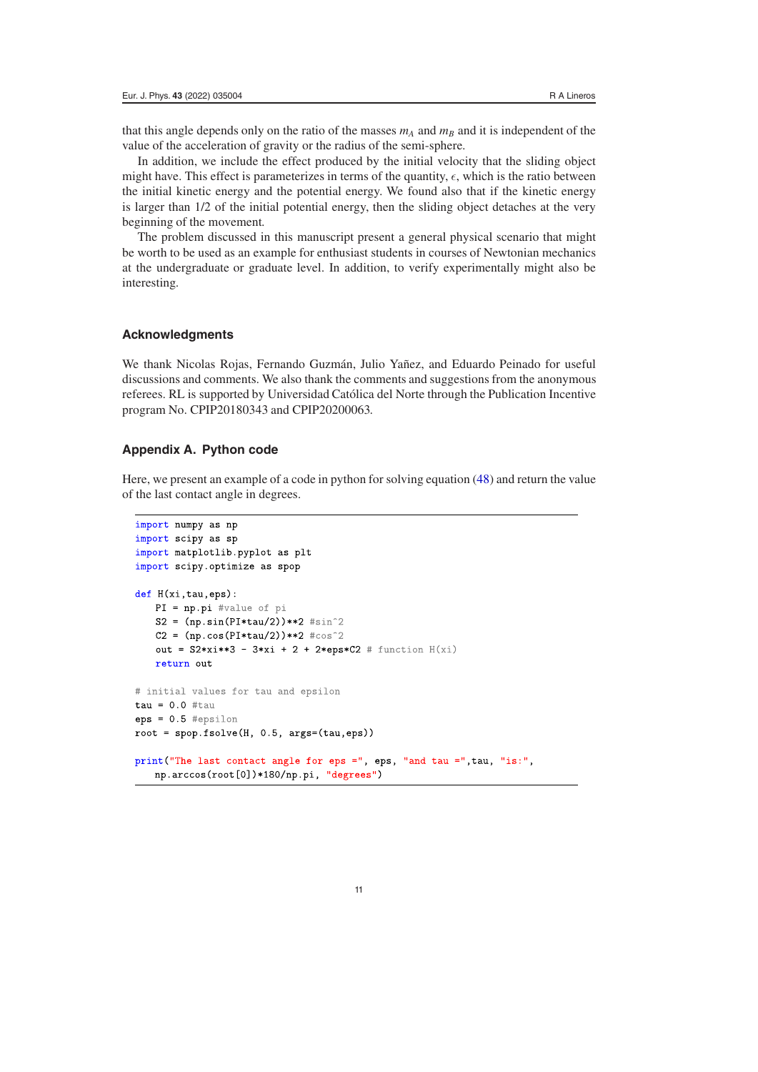that this angle depends only on the ratio of the masses $m_A$ and $m_B$ and it is independent of the value of the acceleration of gravity or the radius of the semi-sphere.

In addition, we include the effect produced by the initial velocity that the sliding object might have. This effect is parameterizes in terms of the quantity, $\epsilon$, which is the ratio between the initial kinetic energy and the potential energy. We found also that if the kinetic energy is larger than 1/2 of the initial potential energy, then the sliding object detaches at the very beginning of the movement.

The problem discussed in this manuscript present a general physical scenario that might be worth to be used as an example for enthusiast students in courses of Newtonian mechanics at the undergraduate or graduate level. In addition, to verify experimentally might also be interesting.

## Acknowledgments

We thank Nicolas Rojas, Fernando Guzmán, Julio Yañez, and Eduardo Peinado for useful discussions and comments. We also thank the comments and suggestions from the anonymous referees. RL is supported by Universidad Católica del Norte through the Publication Incentive program No. CPIP20180343 and CPIP20200063.

## Appendix A. Python code

Here, we present an example of a code in python for solving equation (48) and return the value of the last contact angle in degrees.

```
import numpy as np
import scipy as sp
import matplotlib.pyplot as plt
import scipy.optimize as spop

def H(xi,tau,eps):
    PI = np.pi #value of pi
    S2 = (np.sin(PI*tau/2))**2 #sin^2
    C2 = (np.cos(PI*tau/2))**2 #cos^2
    out = S2*xi**3 - 3*xi + 2 + 2*eps*C2 # function H(xi)
    return out

# initial values for tau and epsilon
tau = 0.0 #tau
eps = 0.5 #epsilon
root = spop.fsolve(H, 0.5, args=(tau,eps))

print("The last contact angle for eps =", eps, "and tau =",tau, "is:",
    np.arccos(root[0])*180/np.pi, "degrees")
```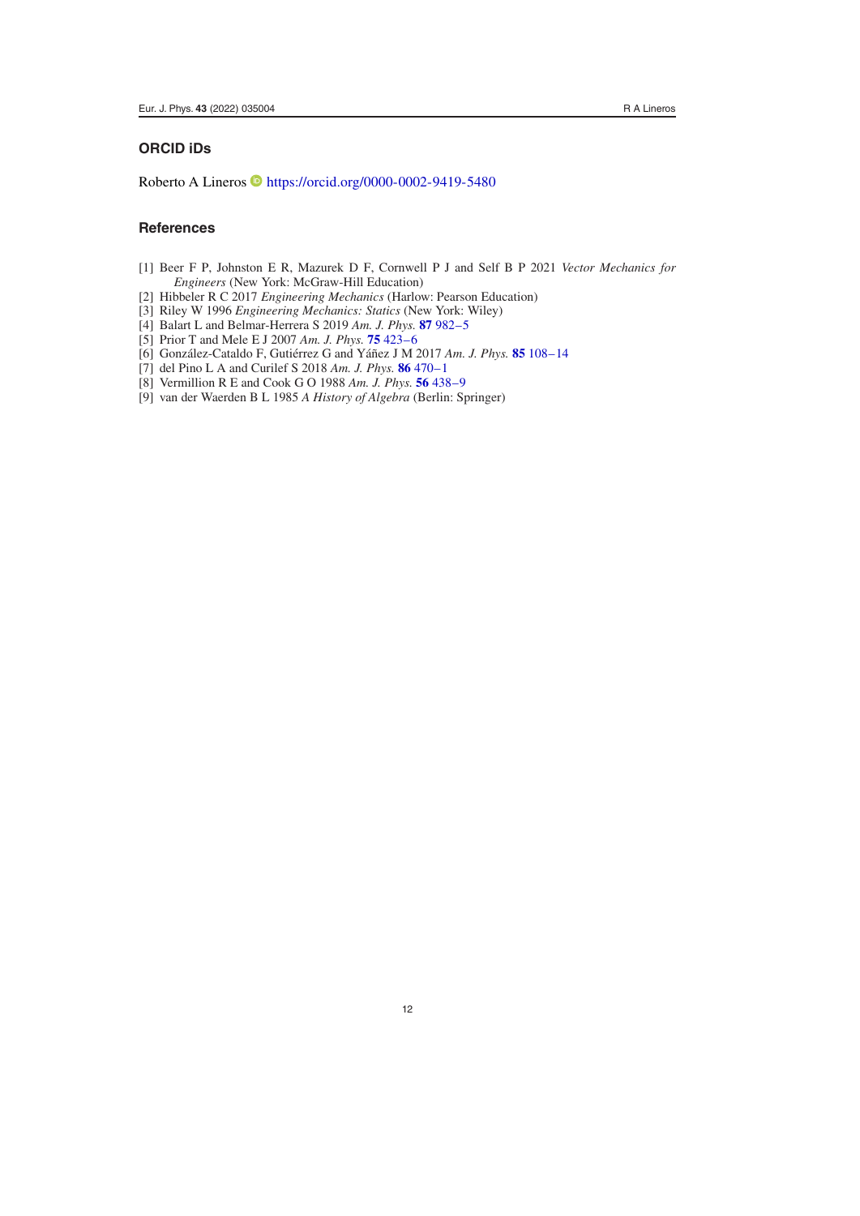## ORCID iDs

Roberto A Lineros https://orcid.org/0000-0002-9419-5480

## References

[1] Beer F P, Johnston E R, Mazurek D F, Cornwell P J and Self B P 2021 *Vector Mechanics for Engineers* (New York: McGraw-Hill Education)

[2] Hibbeler R C 2017 *Engineering Mechanics* (Harlow: Pearson Education)

[3] Riley W 1996 *Engineering Mechanics: Statics* (New York: Wiley)

[4] Balart L and Belmar-Herrera S 2019 *Am. J. Phys.* **87** 982–5

[5] Prior T and Mele E J 2007 *Am. J. Phys.* **75** 423–6

[6] González-Cataldo F, Gutiérrez G and Yáñez J M 2017 *Am. J. Phys.* **85** 108–14

[7] del Pino L A and Curilef S 2018 *Am. J. Phys.* **86** 470–1

[8] Vermillion R E and Cook G O 1988 *Am. J. Phys.* **56** 438–9

[9] van der Waerden B L 1985 *A History of Algebra* (Berlin: Springer)